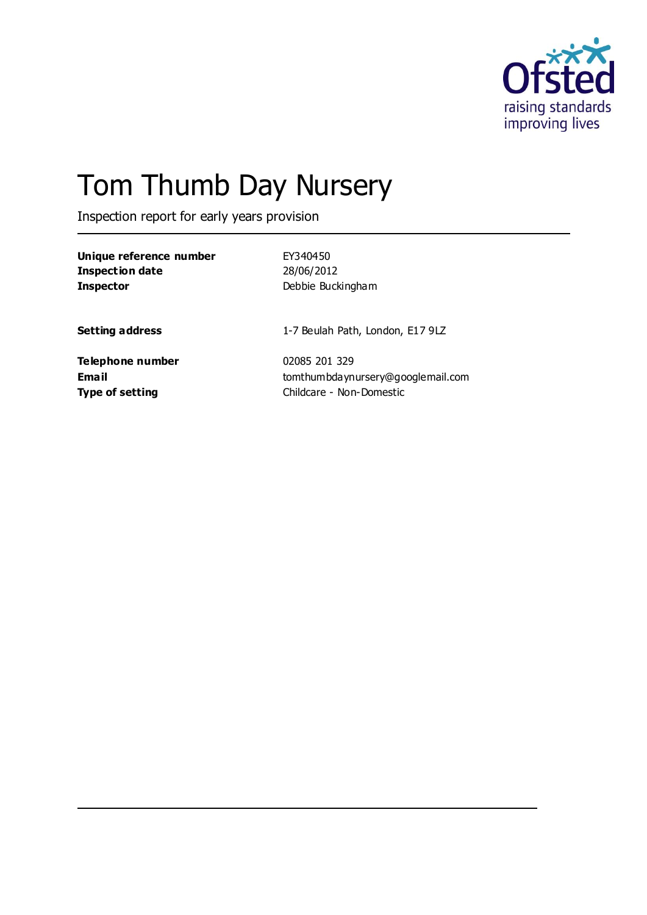Ofsted

raising standards
improving lives

# Tom Thumb Day Nursery

Inspection report for early years provision

| | |
|---|---|
| **Unique reference number** | EY340450 |
| **Inspection date** | 28/06/2012 |
| **Inspector** | Debbie Buckingham |
| | |
| **Setting address** | 1-7 Beulah Path, London, E17 9LZ |
| | |
| **Telephone number** | 02085 201 329 |
| **Email** | tomthumbdaynursery@googlemail.com |
| **Type of setting** | Childcare - Non-Domestic |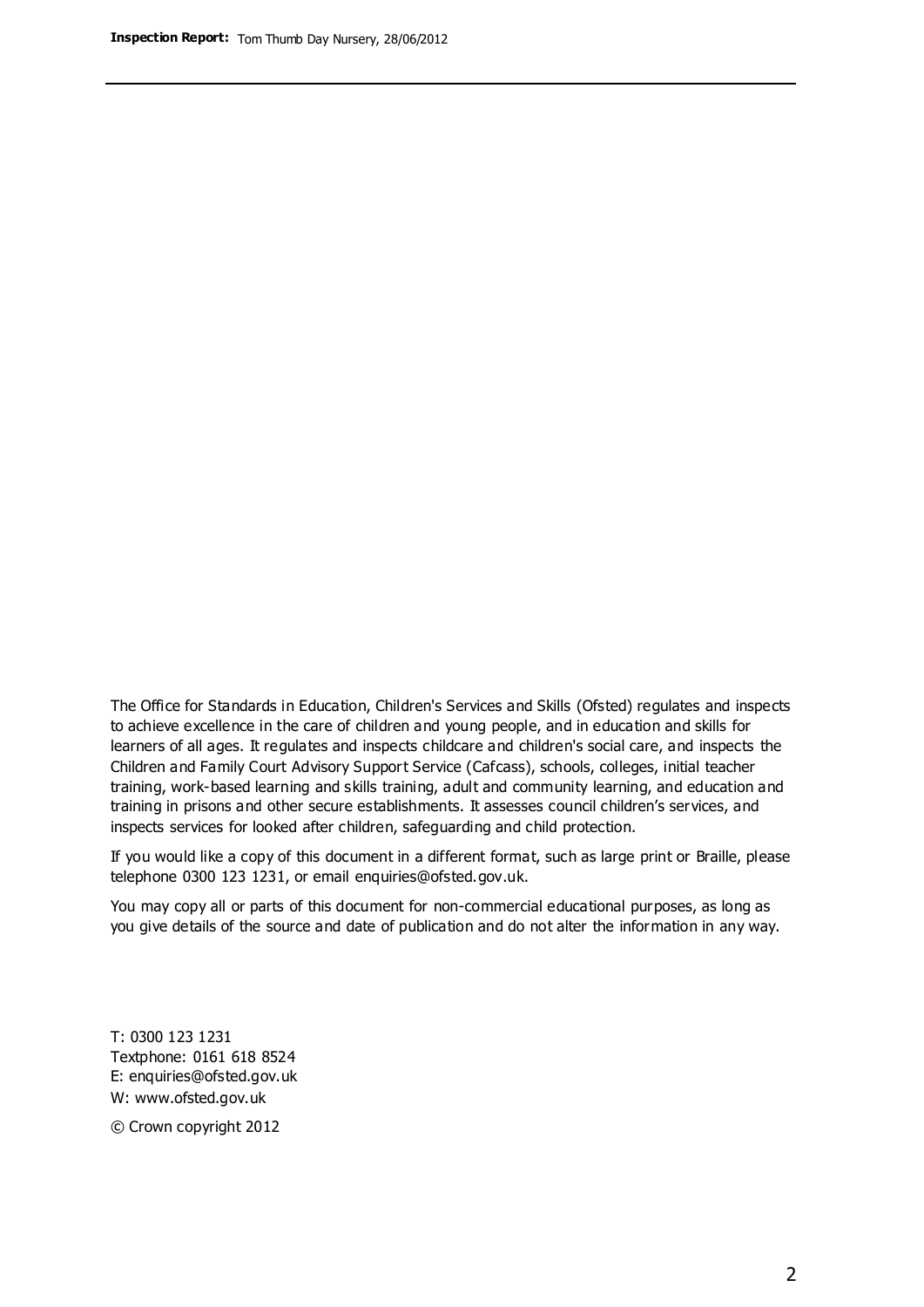The Office for Standards in Education, Children's Services and Skills (Ofsted) regulates and inspects to achieve excellence in the care of children and young people, and in education and skills for learners of all ages. It regulates and inspects childcare and children's social care, and inspects the Children and Family Court Advisory Support Service (Cafcass), schools, colleges, initial teacher training, work-based learning and skills training, adult and community learning, and education and training in prisons and other secure establishments. It assesses council children's services, and inspects services for looked after children, safeguarding and child protection.

If you would like a copy of this document in a different format, such as large print or Braille, please telephone 0300 123 1231, or email enquiries@ofsted.gov.uk.

You may copy all or parts of this document for non-commercial educational purposes, as long as you give details of the source and date of publication and do not alter the information in any way.

T: 0300 123 1231
Textphone: 0161 618 8524
E: enquiries@ofsted.gov.uk
W: www.ofsted.gov.uk

© Crown copyright 2012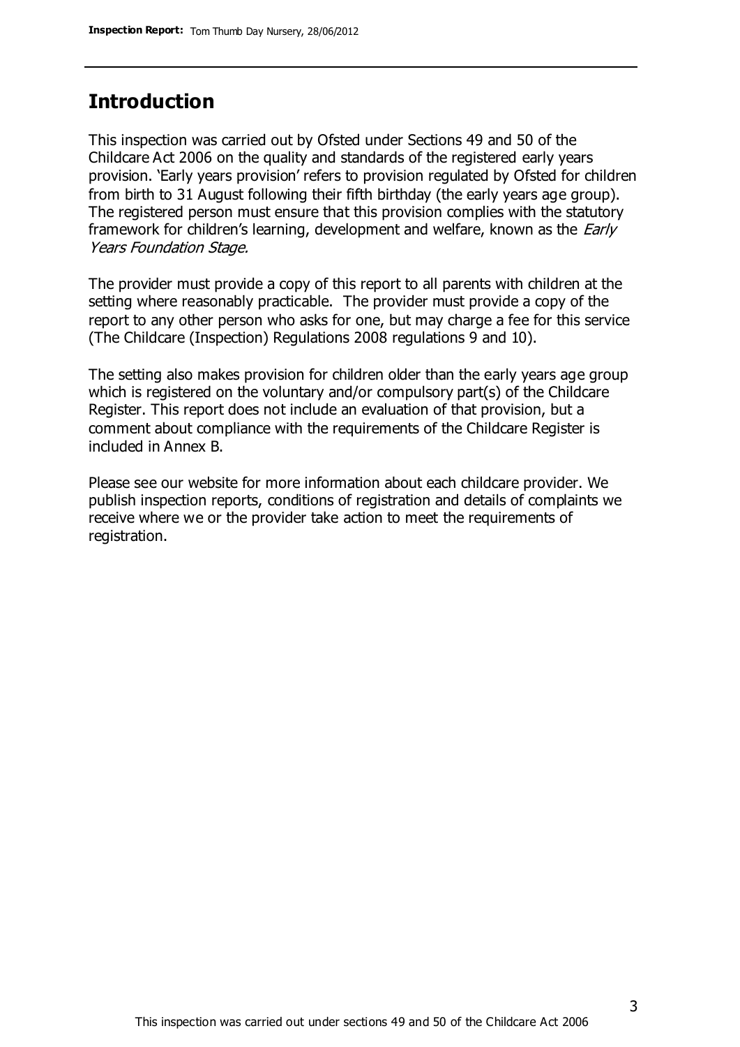## Introduction

This inspection was carried out by Ofsted under Sections 49 and 50 of the Childcare Act 2006 on the quality and standards of the registered early years provision. 'Early years provision' refers to provision regulated by Ofsted for children from birth to 31 August following their fifth birthday (the early years age group). The registered person must ensure that this provision complies with the statutory framework for children's learning, development and welfare, known as the *Early Years Foundation Stage.*

The provider must provide a copy of this report to all parents with children at the setting where reasonably practicable. The provider must provide a copy of the report to any other person who asks for one, but may charge a fee for this service (The Childcare (Inspection) Regulations 2008 regulations 9 and 10).

The setting also makes provision for children older than the early years age group which is registered on the voluntary and/or compulsory part(s) of the Childcare Register. This report does not include an evaluation of that provision, but a comment about compliance with the requirements of the Childcare Register is included in Annex B.

Please see our website for more information about each childcare provider. We publish inspection reports, conditions of registration and details of complaints we receive where we or the provider take action to meet the requirements of registration.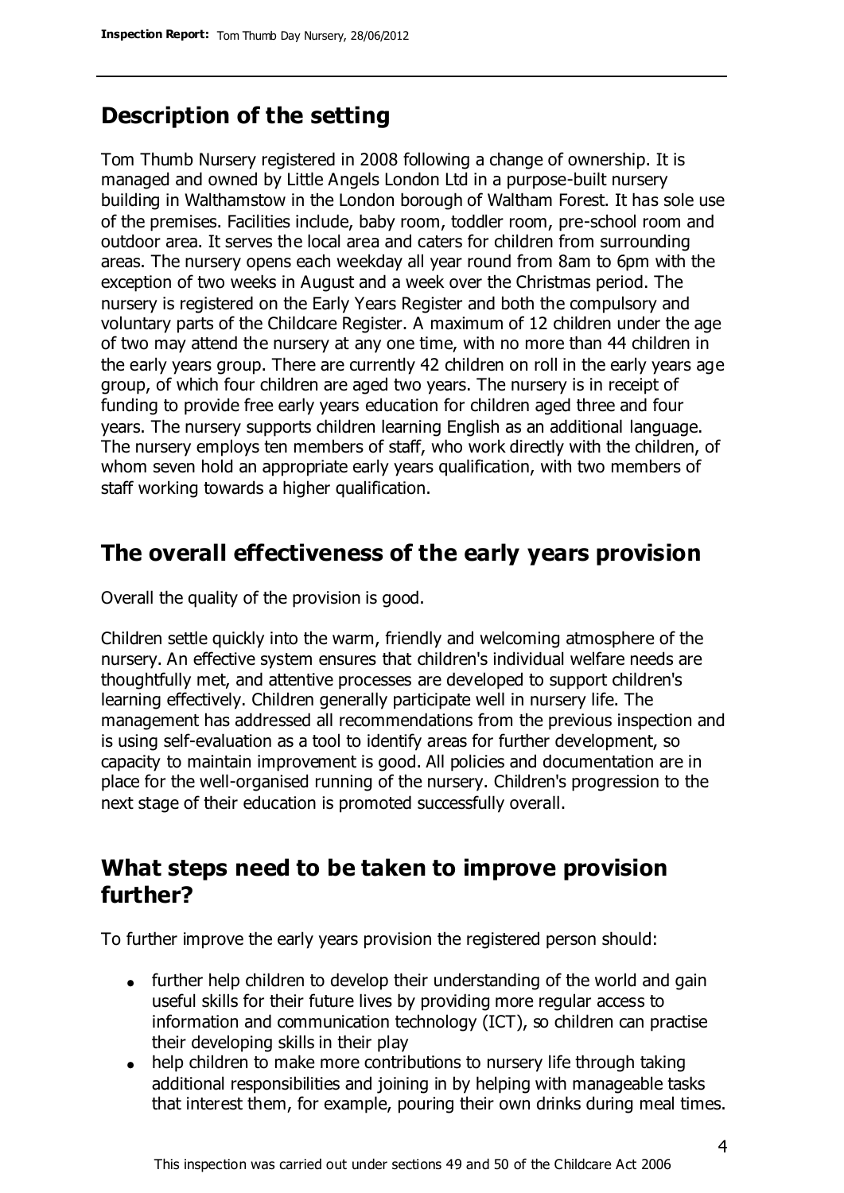## Description of the setting

Tom Thumb Nursery registered in 2008 following a change of ownership. It is managed and owned by Little Angels London Ltd in a purpose-built nursery building in Walthamstow in the London borough of Waltham Forest. It has sole use of the premises. Facilities include, baby room, toddler room, pre-school room and outdoor area. It serves the local area and caters for children from surrounding areas. The nursery opens each weekday all year round from 8am to 6pm with the exception of two weeks in August and a week over the Christmas period. The nursery is registered on the Early Years Register and both the compulsory and voluntary parts of the Childcare Register. A maximum of 12 children under the age of two may attend the nursery at any one time, with no more than 44 children in the early years group. There are currently 42 children on roll in the early years age group, of which four children are aged two years. The nursery is in receipt of funding to provide free early years education for children aged three and four years. The nursery supports children learning English as an additional language. The nursery employs ten members of staff, who work directly with the children, of whom seven hold an appropriate early years qualification, with two members of staff working towards a higher qualification.

## The overall effectiveness of the early years provision

Overall the quality of the provision is good.

Children settle quickly into the warm, friendly and welcoming atmosphere of the nursery. An effective system ensures that children's individual welfare needs are thoughtfully met, and attentive processes are developed to support children's learning effectively. Children generally participate well in nursery life. The management has addressed all recommendations from the previous inspection and is using self-evaluation as a tool to identify areas for further development, so capacity to maintain improvement is good. All policies and documentation are in place for the well-organised running of the nursery. Children's progression to the next stage of their education is promoted successfully overall.

## What steps need to be taken to improve provision further?

To further improve the early years provision the registered person should:

- further help children to develop their understanding of the world and gain useful skills for their future lives by providing more regular access to information and communication technology (ICT), so children can practise their developing skills in their play
- help children to make more contributions to nursery life through taking additional responsibilities and joining in by helping with manageable tasks that interest them, for example, pouring their own drinks during meal times.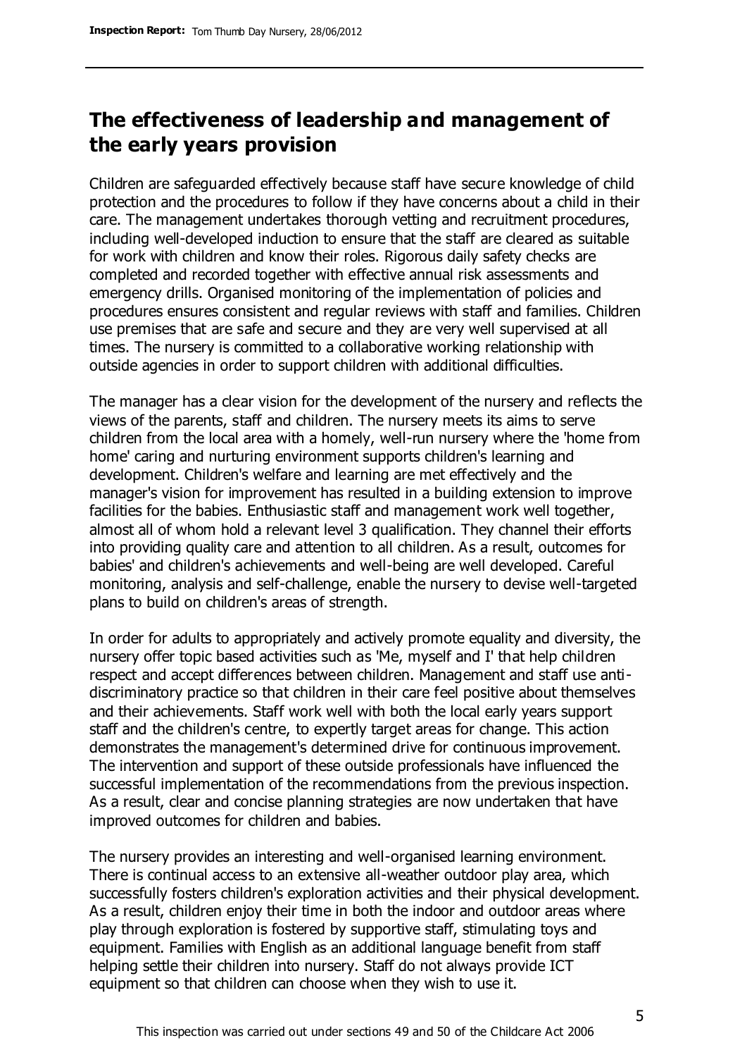## The effectiveness of leadership and management of the early years provision

Children are safeguarded effectively because staff have secure knowledge of child protection and the procedures to follow if they have concerns about a child in their care. The management undertakes thorough vetting and recruitment procedures, including well-developed induction to ensure that the staff are cleared as suitable for work with children and know their roles. Rigorous daily safety checks are completed and recorded together with effective annual risk assessments and emergency drills. Organised monitoring of the implementation of policies and procedures ensures consistent and regular reviews with staff and families. Children use premises that are safe and secure and they are very well supervised at all times. The nursery is committed to a collaborative working relationship with outside agencies in order to support children with additional difficulties.

The manager has a clear vision for the development of the nursery and reflects the views of the parents, staff and children. The nursery meets its aims to serve children from the local area with a homely, well-run nursery where the 'home from home' caring and nurturing environment supports children's learning and development. Children's welfare and learning are met effectively and the manager's vision for improvement has resulted in a building extension to improve facilities for the babies. Enthusiastic staff and management work well together, almost all of whom hold a relevant level 3 qualification. They channel their efforts into providing quality care and attention to all children. As a result, outcomes for babies' and children's achievements and well-being are well developed. Careful monitoring, analysis and self-challenge, enable the nursery to devise well-targeted plans to build on children's areas of strength.

In order for adults to appropriately and actively promote equality and diversity, the nursery offer topic based activities such as 'Me, myself and I' that help children respect and accept differences between children. Management and staff use anti-discriminatory practice so that children in their care feel positive about themselves and their achievements. Staff work well with both the local early years support staff and the children's centre, to expertly target areas for change. This action demonstrates the management's determined drive for continuous improvement. The intervention and support of these outside professionals have influenced the successful implementation of the recommendations from the previous inspection. As a result, clear and concise planning strategies are now undertaken that have improved outcomes for children and babies.

The nursery provides an interesting and well-organised learning environment. There is continual access to an extensive all-weather outdoor play area, which successfully fosters children's exploration activities and their physical development. As a result, children enjoy their time in both the indoor and outdoor areas where play through exploration is fostered by supportive staff, stimulating toys and equipment. Families with English as an additional language benefit from staff helping settle their children into nursery. Staff do not always provide ICT equipment so that children can choose when they wish to use it.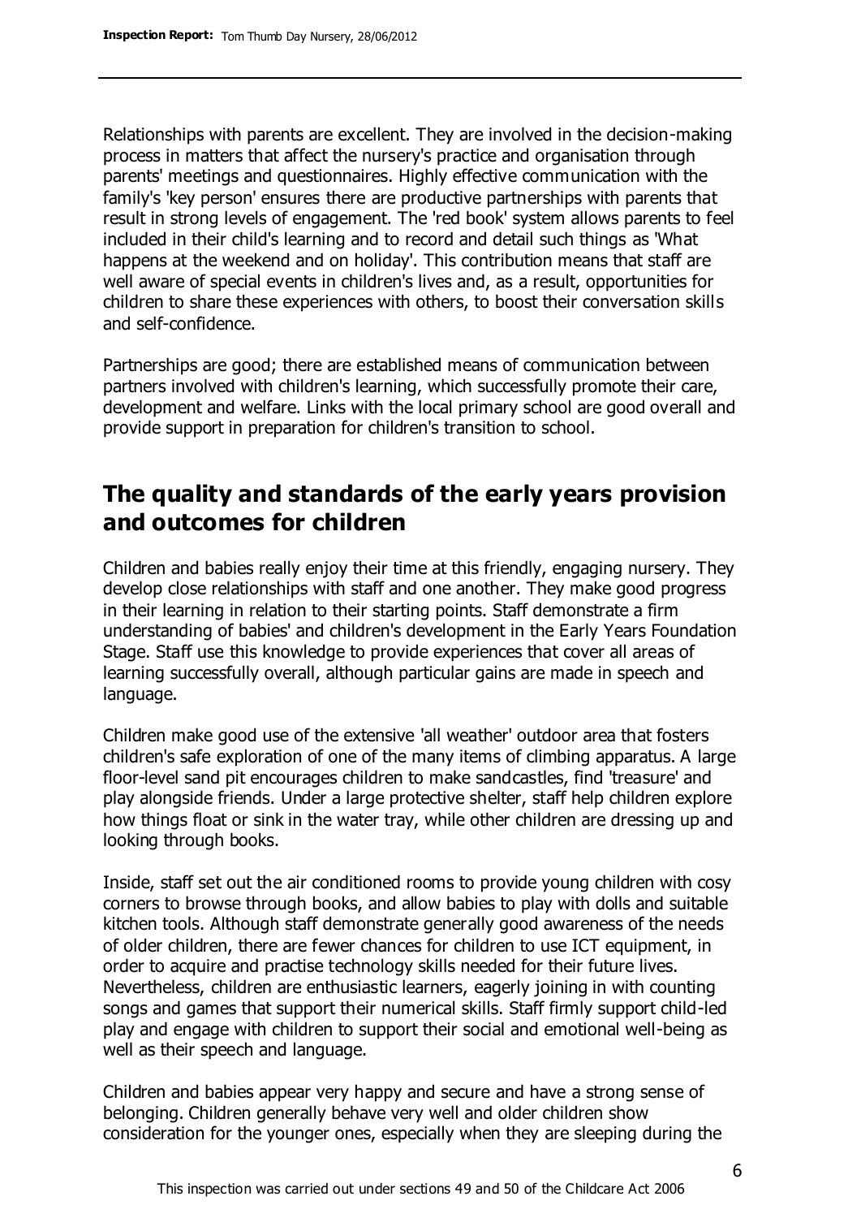Relationships with parents are excellent. They are involved in the decision-making process in matters that affect the nursery's practice and organisation through parents' meetings and questionnaires. Highly effective communication with the family's 'key person' ensures there are productive partnerships with parents that result in strong levels of engagement. The 'red book' system allows parents to feel included in their child's learning and to record and detail such things as 'What happens at the weekend and on holiday'. This contribution means that staff are well aware of special events in children's lives and, as a result, opportunities for children to share these experiences with others, to boost their conversation skills and self-confidence.

Partnerships are good; there are established means of communication between partners involved with children's learning, which successfully promote their care, development and welfare. Links with the local primary school are good overall and provide support in preparation for children's transition to school.

## The quality and standards of the early years provision and outcomes for children

Children and babies really enjoy their time at this friendly, engaging nursery. They develop close relationships with staff and one another. They make good progress in their learning in relation to their starting points. Staff demonstrate a firm understanding of babies' and children's development in the Early Years Foundation Stage. Staff use this knowledge to provide experiences that cover all areas of learning successfully overall, although particular gains are made in speech and language.

Children make good use of the extensive 'all weather' outdoor area that fosters children's safe exploration of one of the many items of climbing apparatus. A large floor-level sand pit encourages children to make sandcastles, find 'treasure' and play alongside friends. Under a large protective shelter, staff help children explore how things float or sink in the water tray, while other children are dressing up and looking through books.

Inside, staff set out the air conditioned rooms to provide young children with cosy corners to browse through books, and allow babies to play with dolls and suitable kitchen tools. Although staff demonstrate generally good awareness of the needs of older children, there are fewer chances for children to use ICT equipment, in order to acquire and practise technology skills needed for their future lives. Nevertheless, children are enthusiastic learners, eagerly joining in with counting songs and games that support their numerical skills. Staff firmly support child-led play and engage with children to support their social and emotional well-being as well as their speech and language.

Children and babies appear very happy and secure and have a strong sense of belonging. Children generally behave very well and older children show consideration for the younger ones, especially when they are sleeping during the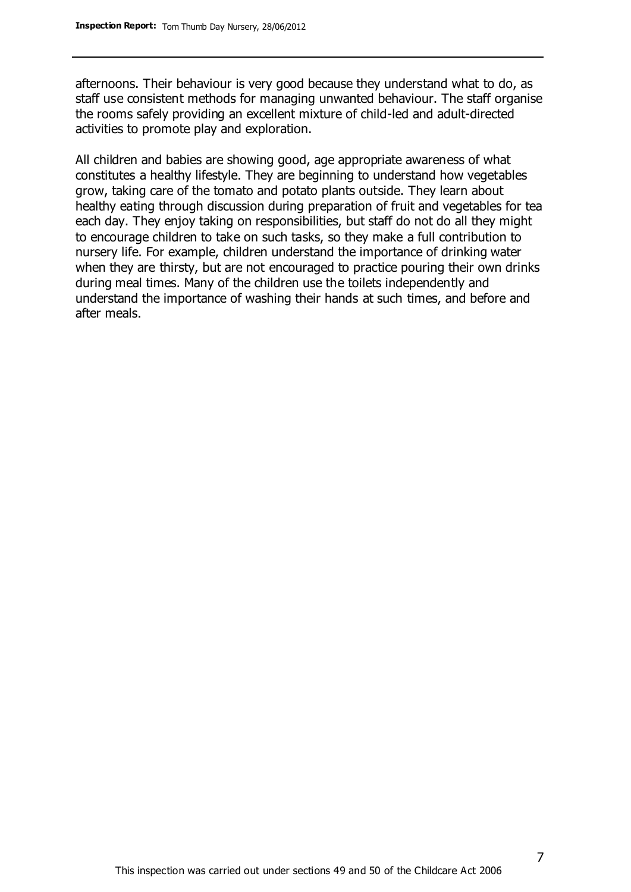afternoons. Their behaviour is very good because they understand what to do, as staff use consistent methods for managing unwanted behaviour. The staff organise the rooms safely providing an excellent mixture of child-led and adult-directed activities to promote play and exploration.

All children and babies are showing good, age appropriate awareness of what constitutes a healthy lifestyle. They are beginning to understand how vegetables grow, taking care of the tomato and potato plants outside. They learn about healthy eating through discussion during preparation of fruit and vegetables for tea each day. They enjoy taking on responsibilities, but staff do not do all they might to encourage children to take on such tasks, so they make a full contribution to nursery life. For example, children understand the importance of drinking water when they are thirsty, but are not encouraged to practice pouring their own drinks during meal times. Many of the children use the toilets independently and understand the importance of washing their hands at such times, and before and after meals.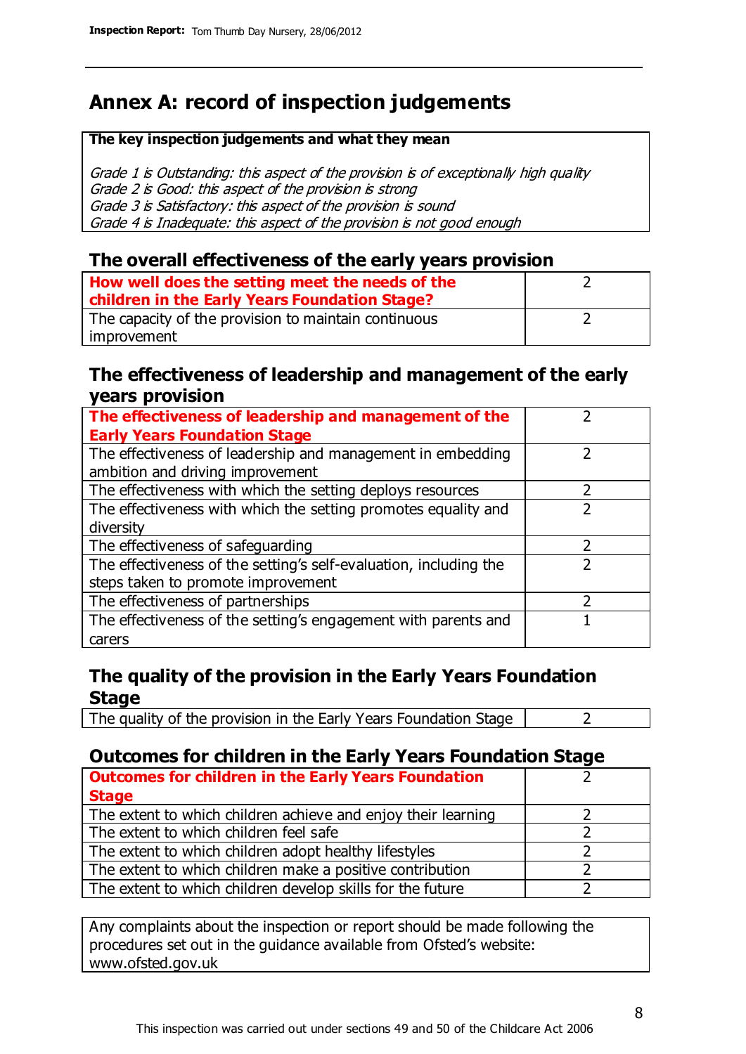# Annex A: record of inspection judgements

**The key inspection judgements and what they mean**

*Grade 1 is Outstanding: this aspect of the provision is of exceptionally high quality*
*Grade 2 is Good: this aspect of the provision is strong*
*Grade 3 is Satisfactory: this aspect of the provision is sound*
*Grade 4 is Inadequate: this aspect of the provision is not good enough*

## The overall effectiveness of the early years provision

| | |
|---|---|
| **How well does the setting meet the needs of the children in the Early Years Foundation Stage?** | 2 |
| The capacity of the provision to maintain continuous improvement | 2 |

## The effectiveness of leadership and management of the early years provision

| | |
|---|---|
| **The effectiveness of leadership and management of the Early Years Foundation Stage** | 2 |
| The effectiveness of leadership and management in embedding ambition and driving improvement | 2 |
| The effectiveness with which the setting deploys resources | 2 |
| The effectiveness with which the setting promotes equality and diversity | 2 |
| The effectiveness of safeguarding | 2 |
| The effectiveness of the setting's self-evaluation, including the steps taken to promote improvement | 2 |
| The effectiveness of partnerships | 2 |
| The effectiveness of the setting's engagement with parents and carers | 1 |

## The quality of the provision in the Early Years Foundation Stage

| | |
|---|---|
| The quality of the provision in the Early Years Foundation Stage | 2 |

## Outcomes for children in the Early Years Foundation Stage

| | |
|---|---|
| **Outcomes for children in the Early Years Foundation Stage** | 2 |
| The extent to which children achieve and enjoy their learning | 2 |
| The extent to which children feel safe | 2 |
| The extent to which children adopt healthy lifestyles | 2 |
| The extent to which children make a positive contribution | 2 |
| The extent to which children develop skills for the future | 2 |

Any complaints about the inspection or report should be made following the procedures set out in the guidance available from Ofsted's website: www.ofsted.gov.uk

This inspection was carried out under sections 49 and 50 of the Childcare Act 2006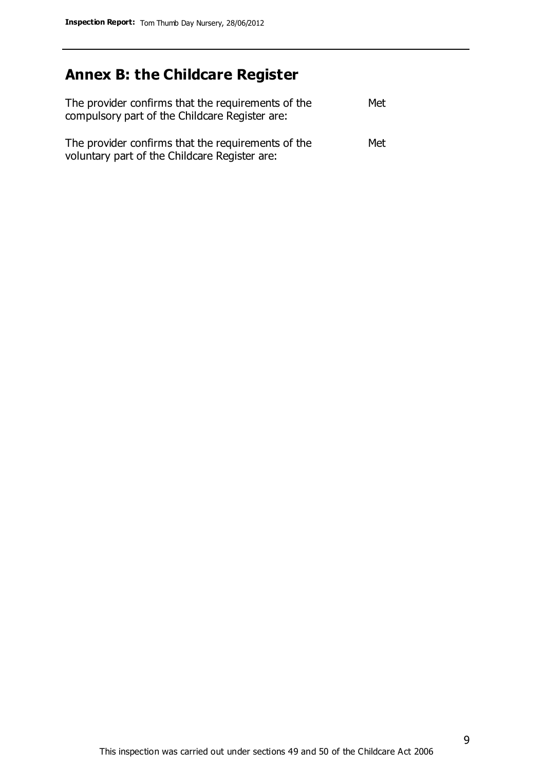## Annex B: the Childcare Register

| | |
|---|---|
| The provider confirms that the requirements of the compulsory part of the Childcare Register are: | Met |
| The provider confirms that the requirements of the voluntary part of the Childcare Register are: | Met |

This inspection was carried out under sections 49 and 50 of the Childcare Act 2006